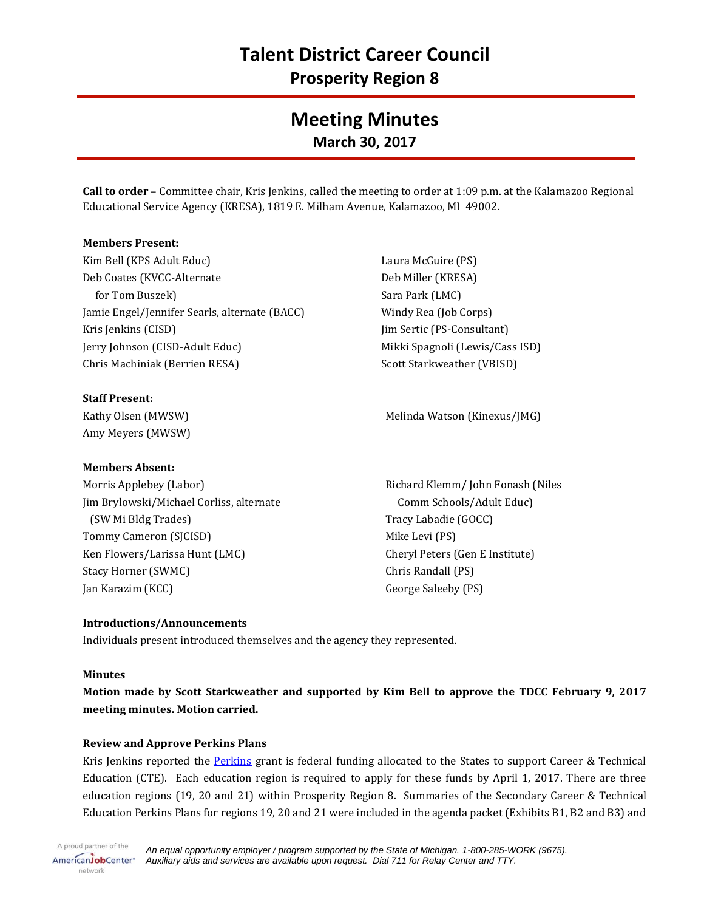# Talent District Career Council

## Prosperity Region 8

# Meeting Minutes

## March 30, 2017

**Call to order** – Committee chair, Kris Jenkins, called the meeting to order at 1:09 p.m. at the Kalamazoo Regional Educational Service Agency (KRESA), 1819 E. Milham Avenue, Kalamazoo, MI 49002.

**Members Present:**

Kim Bell (KPS Adult Educ)
Deb Coates (KVCC-Alternate for Tom Buszek)
Jamie Engel/Jennifer Searls, alternate (BACC)
Kris Jenkins (CISD)
Jerry Johnson (CISD-Adult Educ)
Chris Machiniak (Berrien RESA)
Laura McGuire (PS)
Deb Miller (KRESA)
Sara Park (LMC)
Windy Rea (Job Corps)
Jim Sertic (PS-Consultant)
Mikki Spagnoli (Lewis/Cass ISD)
Scott Starkweather (VBISD)

**Staff Present:**

Kathy Olsen (MWSW)
Amy Meyers (MWSW)
Melinda Watson (Kinexus/JMG)

**Members Absent:**

Morris Applebey (Labor)
Jim Brylowski/Michael Corliss, alternate (SW Mi Bldg Trades)
Tommy Cameron (SJCISD)
Ken Flowers/Larissa Hunt (LMC)
Stacy Horner (SWMC)
Jan Karazim (KCC)
Richard Klemm/ John Fonash (Niles Comm Schools/Adult Educ)
Tracy Labadie (GOCC)
Mike Levi (PS)
Cheryl Peters (Gen E Institute)
Chris Randall (PS)
George Saleeby (PS)

**Introductions/Announcements**

Individuals present introduced themselves and the agency they represented.

**Minutes**

**Motion made by Scott Starkweather and supported by Kim Bell to approve the TDCC February 9, 2017 meeting minutes. Motion carried.**

**Review and Approve Perkins Plans**

Kris Jenkins reported the Perkins grant is federal funding allocated to the States to support Career & Technical Education (CTE). Each education region is required to apply for these funds by April 1, 2017. There are three education regions (19, 20 and 21) within Prosperity Region 8. Summaries of the Secondary Career & Technical Education Perkins Plans for regions 19, 20 and 21 were included in the agenda packet (Exhibits B1, B2 and B3) and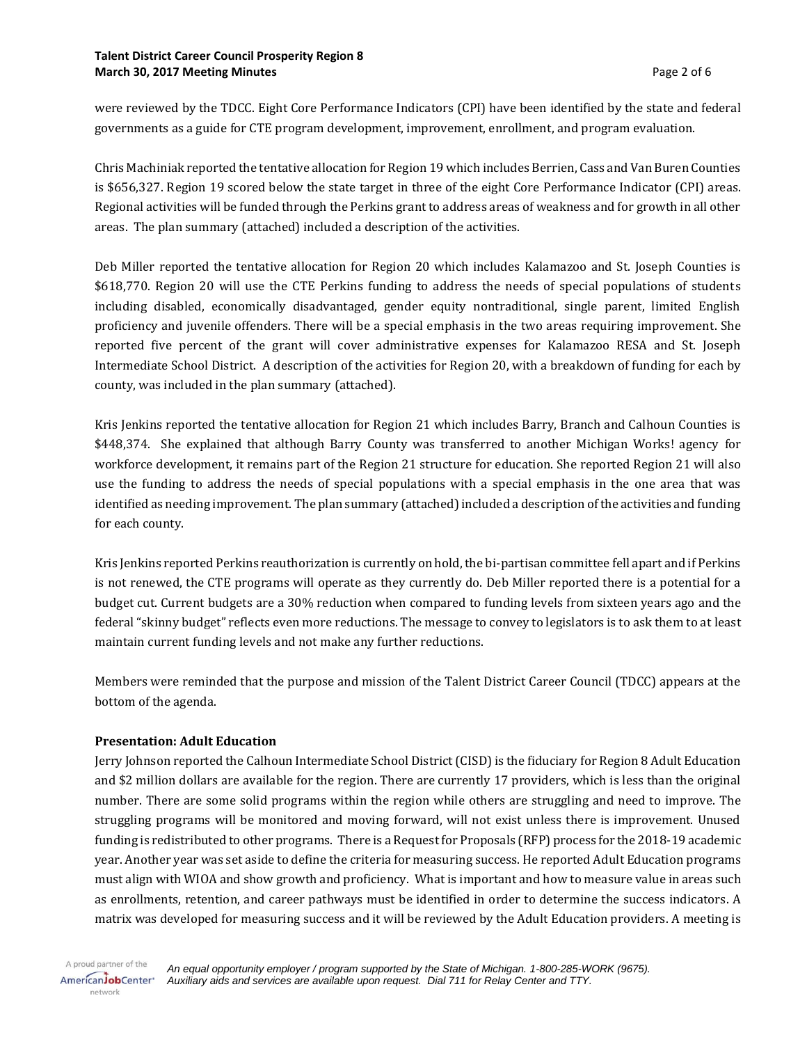were reviewed by the TDCC. Eight Core Performance Indicators (CPI) have been identified by the state and federal governments as a guide for CTE program development, improvement, enrollment, and program evaluation.

Chris Machiniak reported the tentative allocation for Region 19 which includes Berrien, Cass and Van Buren Counties is $656,327. Region 19 scored below the state target in three of the eight Core Performance Indicator (CPI) areas. Regional activities will be funded through the Perkins grant to address areas of weakness and for growth in all other areas. The plan summary (attached) included a description of the activities.

Deb Miller reported the tentative allocation for Region 20 which includes Kalamazoo and St. Joseph Counties is $618,770. Region 20 will use the CTE Perkins funding to address the needs of special populations of students including disabled, economically disadvantaged, gender equity nontraditional, single parent, limited English proficiency and juvenile offenders. There will be a special emphasis in the two areas requiring improvement. She reported five percent of the grant will cover administrative expenses for Kalamazoo RESA and St. Joseph Intermediate School District. A description of the activities for Region 20, with a breakdown of funding for each by county, was included in the plan summary (attached).

Kris Jenkins reported the tentative allocation for Region 21 which includes Barry, Branch and Calhoun Counties is $448,374. She explained that although Barry County was transferred to another Michigan Works! agency for workforce development, it remains part of the Region 21 structure for education. She reported Region 21 will also use the funding to address the needs of special populations with a special emphasis in the one area that was identified as needing improvement. The plan summary (attached) included a description of the activities and funding for each county.

Kris Jenkins reported Perkins reauthorization is currently on hold, the bi-partisan committee fell apart and if Perkins is not renewed, the CTE programs will operate as they currently do. Deb Miller reported there is a potential for a budget cut. Current budgets are a 30% reduction when compared to funding levels from sixteen years ago and the federal "skinny budget" reflects even more reductions. The message to convey to legislators is to ask them to at least maintain current funding levels and not make any further reductions.

Members were reminded that the purpose and mission of the Talent District Career Council (TDCC) appears at the bottom of the agenda.

**Presentation: Adult Education**

Jerry Johnson reported the Calhoun Intermediate School District (CISD) is the fiduciary for Region 8 Adult Education and $2 million dollars are available for the region. There are currently 17 providers, which is less than the original number. There are some solid programs within the region while others are struggling and need to improve. The struggling programs will be monitored and moving forward, will not exist unless there is improvement. Unused funding is redistributed to other programs. There is a Request for Proposals (RFP) process for the 2018-19 academic year. Another year was set aside to define the criteria for measuring success. He reported Adult Education programs must align with WIOA and show growth and proficiency. What is important and how to measure value in areas such as enrollments, retention, and career pathways must be identified in order to determine the success indicators. A matrix was developed for measuring success and it will be reviewed by the Adult Education providers. A meeting is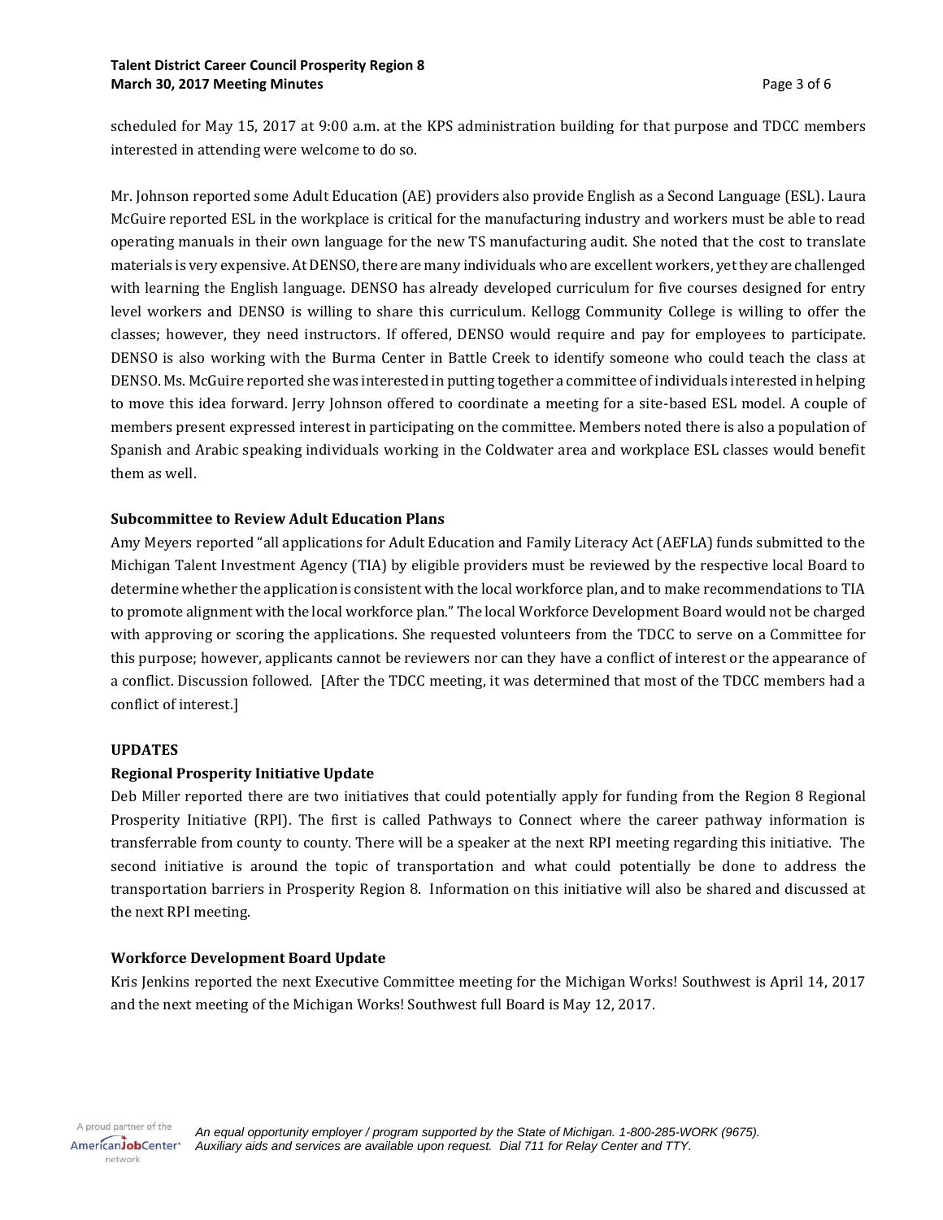scheduled for May 15, 2017 at 9:00 a.m. at the KPS administration building for that purpose and TDCC members interested in attending were welcome to do so.

Mr. Johnson reported some Adult Education (AE) providers also provide English as a Second Language (ESL). Laura McGuire reported ESL in the workplace is critical for the manufacturing industry and workers must be able to read operating manuals in their own language for the new TS manufacturing audit. She noted that the cost to translate materials is very expensive. At DENSO, there are many individuals who are excellent workers, yet they are challenged with learning the English language. DENSO has already developed curriculum for five courses designed for entry level workers and DENSO is willing to share this curriculum. Kellogg Community College is willing to offer the classes; however, they need instructors. If offered, DENSO would require and pay for employees to participate. DENSO is also working with the Burma Center in Battle Creek to identify someone who could teach the class at DENSO. Ms. McGuire reported she was interested in putting together a committee of individuals interested in helping to move this idea forward. Jerry Johnson offered to coordinate a meeting for a site-based ESL model. A couple of members present expressed interest in participating on the committee. Members noted there is also a population of Spanish and Arabic speaking individuals working in the Coldwater area and workplace ESL classes would benefit them as well.

**Subcommittee to Review Adult Education Plans**

Amy Meyers reported "all applications for Adult Education and Family Literacy Act (AEFLA) funds submitted to the Michigan Talent Investment Agency (TIA) by eligible providers must be reviewed by the respective local Board to determine whether the application is consistent with the local workforce plan, and to make recommendations to TIA to promote alignment with the local workforce plan." The local Workforce Development Board would not be charged with approving or scoring the applications. She requested volunteers from the TDCC to serve on a Committee for this purpose; however, applicants cannot be reviewers nor can they have a conflict of interest or the appearance of a conflict. Discussion followed. [After the TDCC meeting, it was determined that most of the TDCC members had a conflict of interest.]

**UPDATES**

**Regional Prosperity Initiative Update**

Deb Miller reported there are two initiatives that could potentially apply for funding from the Region 8 Regional Prosperity Initiative (RPI). The first is called Pathways to Connect where the career pathway information is transferrable from county to county. There will be a speaker at the next RPI meeting regarding this initiative. The second initiative is around the topic of transportation and what could potentially be done to address the transportation barriers in Prosperity Region 8. Information on this initiative will also be shared and discussed at the next RPI meeting.

**Workforce Development Board Update**

Kris Jenkins reported the next Executive Committee meeting for the Michigan Works! Southwest is April 14, 2017 and the next meeting of the Michigan Works! Southwest full Board is May 12, 2017.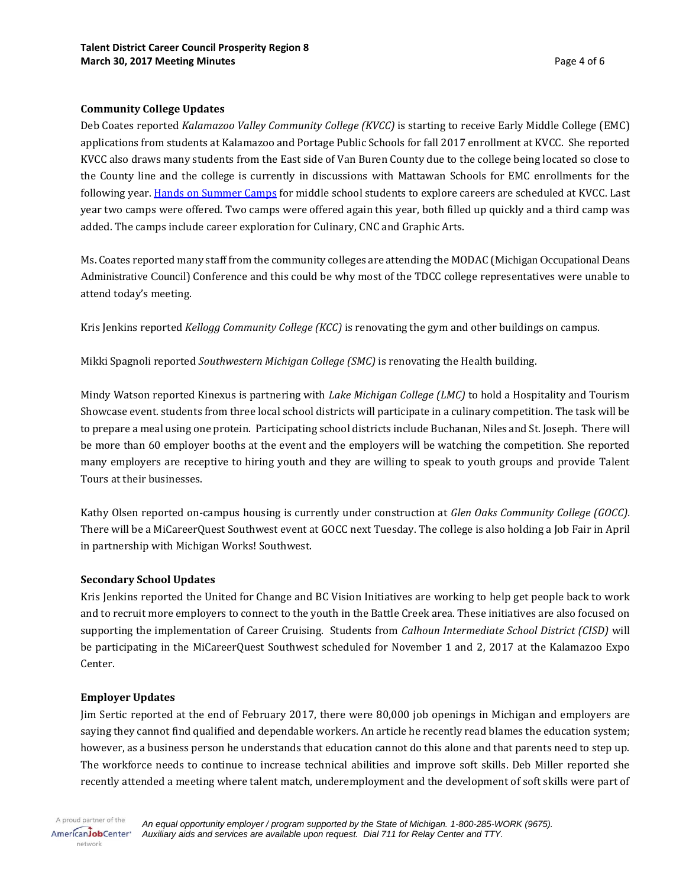**Community College Updates**

Deb Coates reported *Kalamazoo Valley Community College (KVCC)* is starting to receive Early Middle College (EMC) applications from students at Kalamazoo and Portage Public Schools for fall 2017 enrollment at KVCC. She reported KVCC also draws many students from the East side of Van Buren County due to the college being located so close to the County line and the college is currently in discussions with Mattawan Schools for EMC enrollments for the following year. Hands on Summer Camps for middle school students to explore careers are scheduled at KVCC. Last year two camps were offered. Two camps were offered again this year, both filled up quickly and a third camp was added. The camps include career exploration for Culinary, CNC and Graphic Arts.

Ms. Coates reported many staff from the community colleges are attending the MODAC (Michigan Occupational Deans Administrative Council) Conference and this could be why most of the TDCC college representatives were unable to attend today's meeting.

Kris Jenkins reported *Kellogg Community College (KCC)* is renovating the gym and other buildings on campus.

Mikki Spagnoli reported *Southwestern Michigan College (SMC)* is renovating the Health building.

Mindy Watson reported Kinexus is partnering with *Lake Michigan College (LMC)* to hold a Hospitality and Tourism Showcase event. students from three local school districts will participate in a culinary competition. The task will be to prepare a meal using one protein. Participating school districts include Buchanan, Niles and St. Joseph. There will be more than 60 employer booths at the event and the employers will be watching the competition. She reported many employers are receptive to hiring youth and they are willing to speak to youth groups and provide Talent Tours at their businesses.

Kathy Olsen reported on-campus housing is currently under construction at *Glen Oaks Community College (GOCC).* There will be a MiCareerQuest Southwest event at GOCC next Tuesday. The college is also holding a Job Fair in April in partnership with Michigan Works! Southwest.

**Secondary School Updates**

Kris Jenkins reported the United for Change and BC Vision Initiatives are working to help get people back to work and to recruit more employers to connect to the youth in the Battle Creek area. These initiatives are also focused on supporting the implementation of Career Cruising. Students from *Calhoun Intermediate School District (CISD)* will be participating in the MiCareerQuest Southwest scheduled for November 1 and 2, 2017 at the Kalamazoo Expo Center.

**Employer Updates**

Jim Sertic reported at the end of February 2017, there were 80,000 job openings in Michigan and employers are saying they cannot find qualified and dependable workers. An article he recently read blames the education system; however, as a business person he understands that education cannot do this alone and that parents need to step up. The workforce needs to continue to increase technical abilities and improve soft skills. Deb Miller reported she recently attended a meeting where talent match, underemployment and the development of soft skills were part of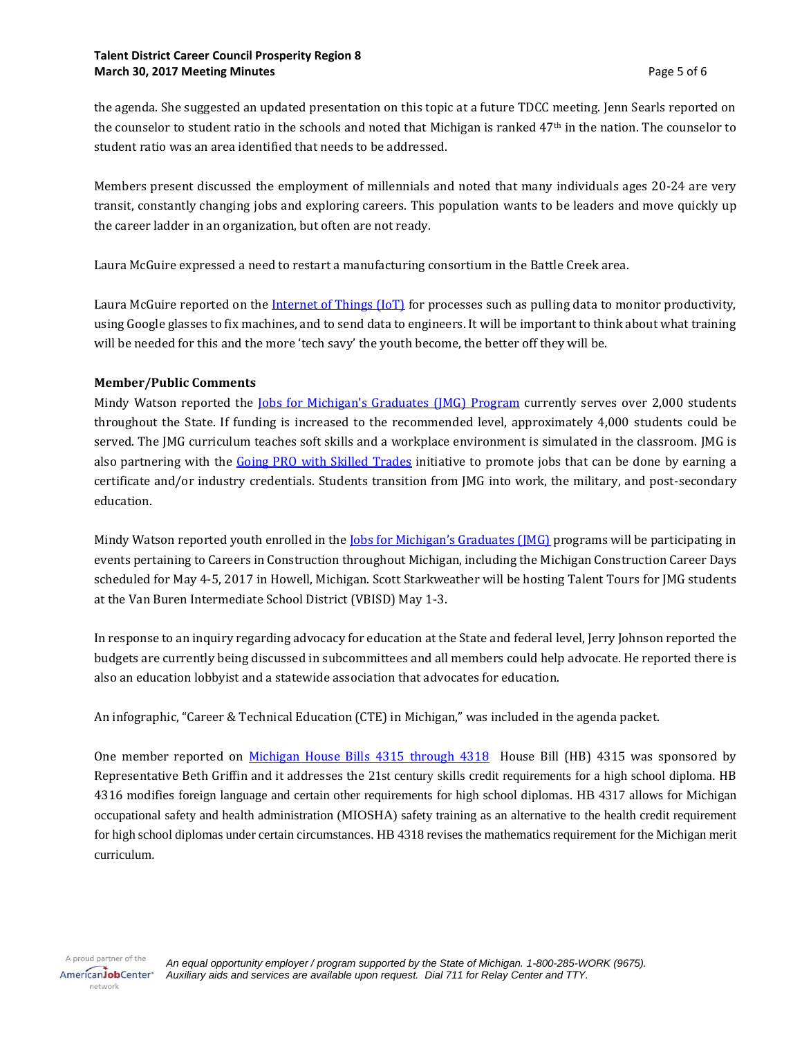the agenda. She suggested an updated presentation on this topic at a future TDCC meeting. Jenn Searls reported on the counselor to student ratio in the schools and noted that Michigan is ranked 47th in the nation. The counselor to student ratio was an area identified that needs to be addressed.

Members present discussed the employment of millennials and noted that many individuals ages 20-24 are very transit, constantly changing jobs and exploring careers. This population wants to be leaders and move quickly up the career ladder in an organization, but often are not ready.

Laura McGuire expressed a need to restart a manufacturing consortium in the Battle Creek area.

Laura McGuire reported on the Internet of Things (IoT) for processes such as pulling data to monitor productivity, using Google glasses to fix machines, and to send data to engineers. It will be important to think about what training will be needed for this and the more 'tech savy' the youth become, the better off they will be.

**Member/Public Comments**

Mindy Watson reported the Jobs for Michigan's Graduates (JMG) Program currently serves over 2,000 students throughout the State. If funding is increased to the recommended level, approximately 4,000 students could be served. The JMG curriculum teaches soft skills and a workplace environment is simulated in the classroom. JMG is also partnering with the Going PRO with Skilled Trades initiative to promote jobs that can be done by earning a certificate and/or industry credentials. Students transition from JMG into work, the military, and post-secondary education.

Mindy Watson reported youth enrolled in the Jobs for Michigan's Graduates (JMG) programs will be participating in events pertaining to Careers in Construction throughout Michigan, including the Michigan Construction Career Days scheduled for May 4-5, 2017 in Howell, Michigan. Scott Starkweather will be hosting Talent Tours for JMG students at the Van Buren Intermediate School District (VBISD) May 1-3.

In response to an inquiry regarding advocacy for education at the State and federal level, Jerry Johnson reported the budgets are currently being discussed in subcommittees and all members could help advocate. He reported there is also an education lobbyist and a statewide association that advocates for education.

An infographic, "Career & Technical Education (CTE) in Michigan," was included in the agenda packet.

One member reported on Michigan House Bills 4315 through 4318 House Bill (HB) 4315 was sponsored by Representative Beth Griffin and it addresses the 21st century skills credit requirements for a high school diploma. HB 4316 modifies foreign language and certain other requirements for high school diplomas. HB 4317 allows for Michigan occupational safety and health administration (MIOSHA) safety training as an alternative to the health credit requirement for high school diplomas under certain circumstances. HB 4318 revises the mathematics requirement for the Michigan merit curriculum.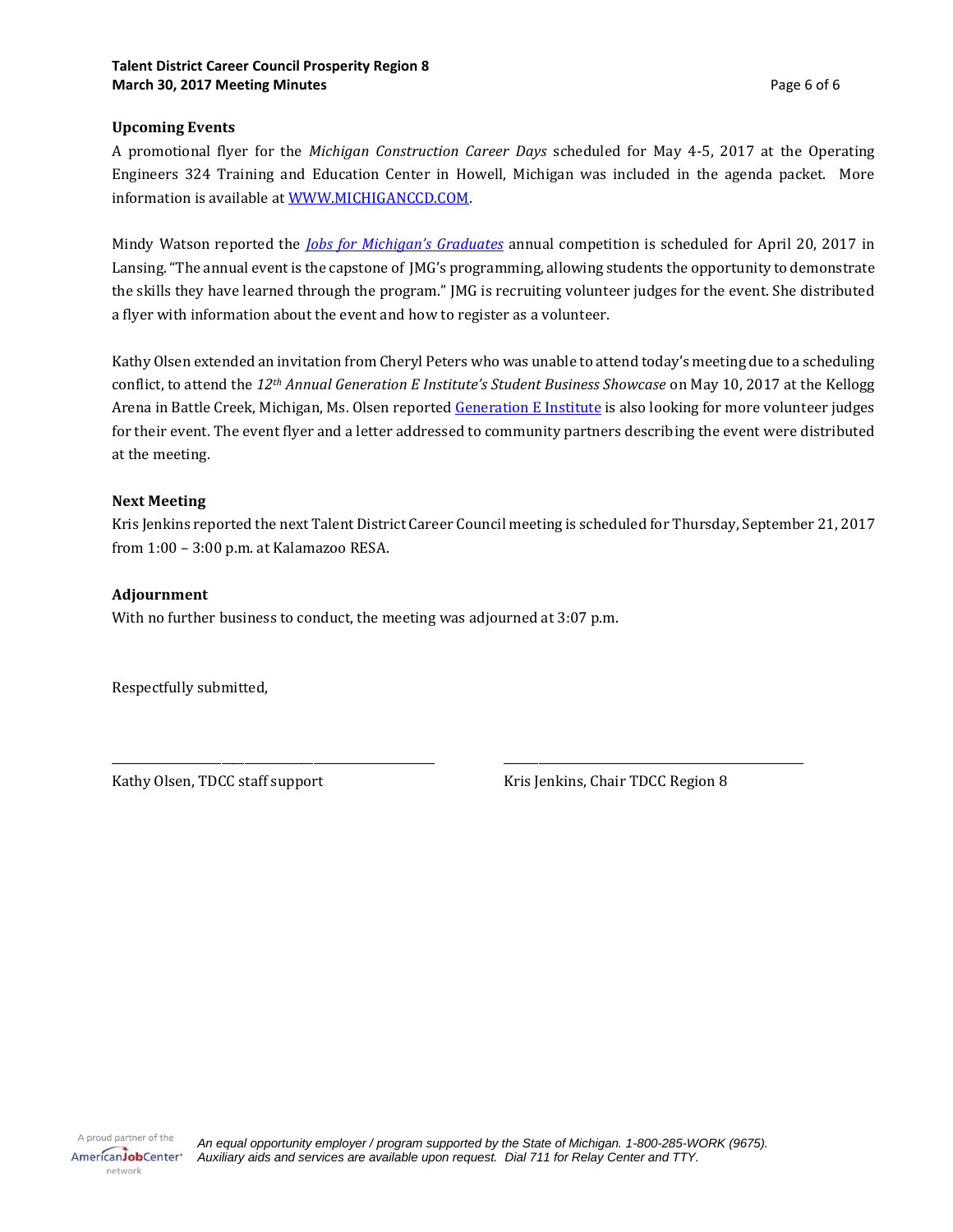### Upcoming Events

A promotional flyer for the *Michigan Construction Career Days* scheduled for May 4-5, 2017 at the Operating Engineers 324 Training and Education Center in Howell, Michigan was included in the agenda packet. More information is available at WWW.MICHIGANCCD.COM.

Mindy Watson reported the *Jobs for Michigan's Graduates* annual competition is scheduled for April 20, 2017 in Lansing. "The annual event is the capstone of JMG's programming, allowing students the opportunity to demonstrate the skills they have learned through the program." JMG is recruiting volunteer judges for the event. She distributed a flyer with information about the event and how to register as a volunteer.

Kathy Olsen extended an invitation from Cheryl Peters who was unable to attend today's meeting due to a scheduling conflict, to attend the *12th Annual Generation E Institute's Student Business Showcase* on May 10, 2017 at the Kellogg Arena in Battle Creek, Michigan, Ms. Olsen reported Generation E Institute is also looking for more volunteer judges for their event. The event flyer and a letter addressed to community partners describing the event were distributed at the meeting.

### Next Meeting

Kris Jenkins reported the next Talent District Career Council meeting is scheduled for Thursday, September 21, 2017 from 1:00 – 3:00 p.m. at Kalamazoo RESA.

### Adjournment

With no further business to conduct, the meeting was adjourned at 3:07 p.m.

Respectfully submitted,

\_\_\_\_\_\_\_\_\_\_\_\_\_\_\_\_\_\_\_\_\_\_\_\_\_\_\_\_\_\_\_\_\_\_\_\_\_\_\_\_\_\_\_\_

Kathy Olsen, TDCC staff support

\_\_\_\_\_\_\_\_\_\_\_\_\_\_\_\_\_\_\_\_\_\_\_\_\_\_\_\_\_\_\_\_\_\_\_\_\_\_\_\_\_\_\_\_

Kris Jenkins, Chair TDCC Region 8

A proud partner of the AmericanJobCenter network

*An equal opportunity employer / program supported by the State of Michigan. 1-800-285-WORK (9675). Auxiliary aids and services are available upon request. Dial 711 for Relay Center and TTY.*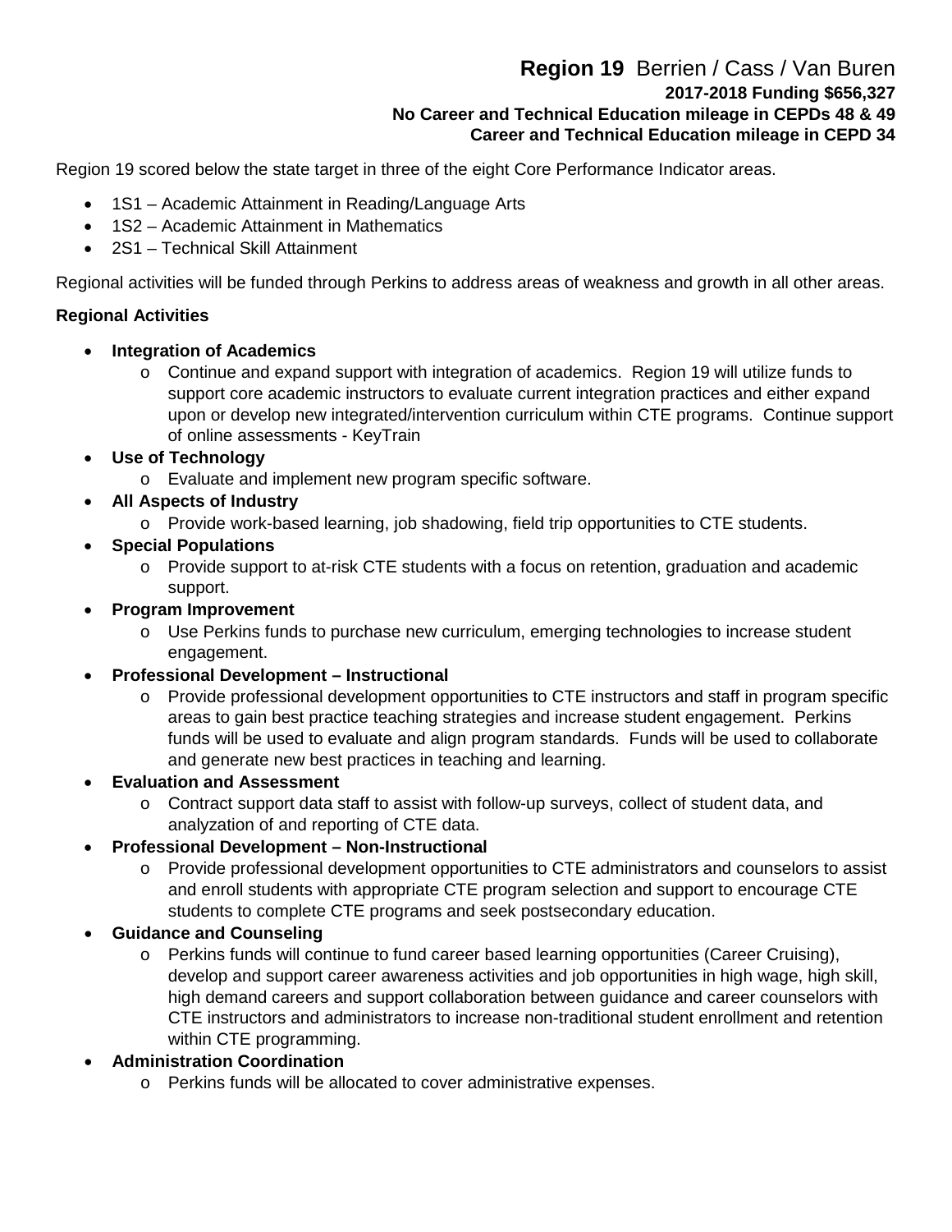## **Region 19** Berrien / Cass / Van Buren

**2017-2018 Funding $656,327**

**No Career and Technical Education mileage in CEPDs 48 & 49**

**Career and Technical Education mileage in CEPD 34**

Region 19 scored below the state target in three of the eight Core Performance Indicator areas.

- 1S1 – Academic Attainment in Reading/Language Arts
- 1S2 – Academic Attainment in Mathematics
- 2S1 – Technical Skill Attainment

Regional activities will be funded through Perkins to address areas of weakness and growth in all other areas.

**Regional Activities**

- **Integration of Academics**
  - Continue and expand support with integration of academics. Region 19 will utilize funds to support core academic instructors to evaluate current integration practices and either expand upon or develop new integrated/intervention curriculum within CTE programs. Continue support of online assessments - KeyTrain
- **Use of Technology**
  - Evaluate and implement new program specific software.
- **All Aspects of Industry**
  - Provide work-based learning, job shadowing, field trip opportunities to CTE students.
- **Special Populations**
  - Provide support to at-risk CTE students with a focus on retention, graduation and academic support.
- **Program Improvement**
  - Use Perkins funds to purchase new curriculum, emerging technologies to increase student engagement.
- **Professional Development – Instructional**
  - Provide professional development opportunities to CTE instructors and staff in program specific areas to gain best practice teaching strategies and increase student engagement. Perkins funds will be used to evaluate and align program standards. Funds will be used to collaborate and generate new best practices in teaching and learning.
- **Evaluation and Assessment**
  - Contract support data staff to assist with follow-up surveys, collect of student data, and analyzation of and reporting of CTE data.
- **Professional Development – Non-Instructional**
  - Provide professional development opportunities to CTE administrators and counselors to assist and enroll students with appropriate CTE program selection and support to encourage CTE students to complete CTE programs and seek postsecondary education.
- **Guidance and Counseling**
  - Perkins funds will continue to fund career based learning opportunities (Career Cruising), develop and support career awareness activities and job opportunities in high wage, high skill, high demand careers and support collaboration between guidance and career counselors with CTE instructors and administrators to increase non-traditional student enrollment and retention within CTE programming.
- **Administration Coordination**
  - Perkins funds will be allocated to cover administrative expenses.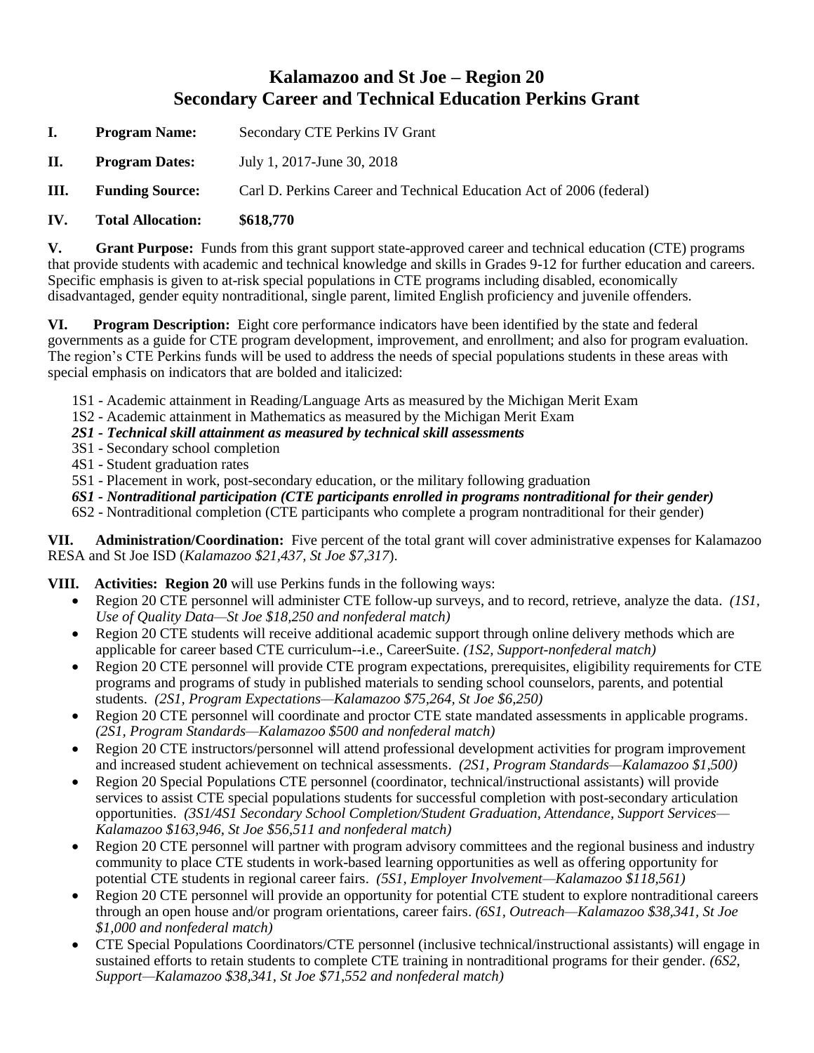# Kalamazoo and St Joe – Region 20
# Secondary Career and Technical Education Perkins Grant

**I. Program Name:** Secondary CTE Perkins IV Grant

**II. Program Dates:** July 1, 2017-June 30, 2018

**III. Funding Source:** Carl D. Perkins Career and Technical Education Act of 2006 (federal)

**IV. Total Allocation: $618,770**

**V. Grant Purpose:** Funds from this grant support state-approved career and technical education (CTE) programs that provide students with academic and technical knowledge and skills in Grades 9-12 for further education and careers. Specific emphasis is given to at-risk special populations in CTE programs including disabled, economically disadvantaged, gender equity nontraditional, single parent, limited English proficiency and juvenile offenders.

**VI. Program Description:** Eight core performance indicators have been identified by the state and federal governments as a guide for CTE program development, improvement, and enrollment; and also for program evaluation. The region's CTE Perkins funds will be used to address the needs of special populations students in these areas with special emphasis on indicators that are bolded and italicized:

- 1S1 - Academic attainment in Reading/Language Arts as measured by the Michigan Merit Exam
- 1S2 - Academic attainment in Mathematics as measured by the Michigan Merit Exam
- ***2S1 - Technical skill attainment as measured by technical skill assessments***
- 3S1 - Secondary school completion
- 4S1 - Student graduation rates
- 5S1 - Placement in work, post-secondary education, or the military following graduation
- ***6S1 - Nontraditional participation (CTE participants enrolled in programs nontraditional for their gender)***
- 6S2 - Nontraditional completion (CTE participants who complete a program nontraditional for their gender)

**VII. Administration/Coordination:** Five percent of the total grant will cover administrative expenses for Kalamazoo RESA and St Joe ISD (*Kalamazoo $21,437, St Joe $7,317*).

**VIII. Activities: Region 20** will use Perkins funds in the following ways:

- Region 20 CTE personnel will administer CTE follow-up surveys, and to record, retrieve, analyze the data. *(1S1, Use of Quality Data—St Joe $18,250 and nonfederal match)*
- Region 20 CTE students will receive additional academic support through online delivery methods which are applicable for career based CTE curriculum--i.e., CareerSuite. *(1S2, Support-nonfederal match)*
- Region 20 CTE personnel will provide CTE program expectations, prerequisites, eligibility requirements for CTE programs and programs of study in published materials to sending school counselors, parents, and potential students. *(2S1, Program Expectations—Kalamazoo $75,264, St Joe $6,250)*
- Region 20 CTE personnel will coordinate and proctor CTE state mandated assessments in applicable programs. *(2S1, Program Standards—Kalamazoo $500 and nonfederal match)*
- Region 20 CTE instructors/personnel will attend professional development activities for program improvement and increased student achievement on technical assessments. *(2S1, Program Standards—Kalamazoo $1,500)*
- Region 20 Special Populations CTE personnel (coordinator, technical/instructional assistants) will provide services to assist CTE special populations students for successful completion with post-secondary articulation opportunities. *(3S1/4S1 Secondary School Completion/Student Graduation, Attendance, Support Services—Kalamazoo $163,946, St Joe $56,511 and nonfederal match)*
- Region 20 CTE personnel will partner with program advisory committees and the regional business and industry community to place CTE students in work-based learning opportunities as well as offering opportunity for potential CTE students in regional career fairs. *(5S1, Employer Involvement—Kalamazoo $118,561)*
- Region 20 CTE personnel will provide an opportunity for potential CTE student to explore nontraditional careers through an open house and/or program orientations, career fairs. *(6S1, Outreach—Kalamazoo $38,341, St Joe $1,000 and nonfederal match)*
- CTE Special Populations Coordinators/CTE personnel (inclusive technical/instructional assistants) will engage in sustained efforts to retain students to complete CTE training in nontraditional programs for their gender. *(6S2, Support—Kalamazoo $38,341, St Joe $71,552 and nonfederal match)*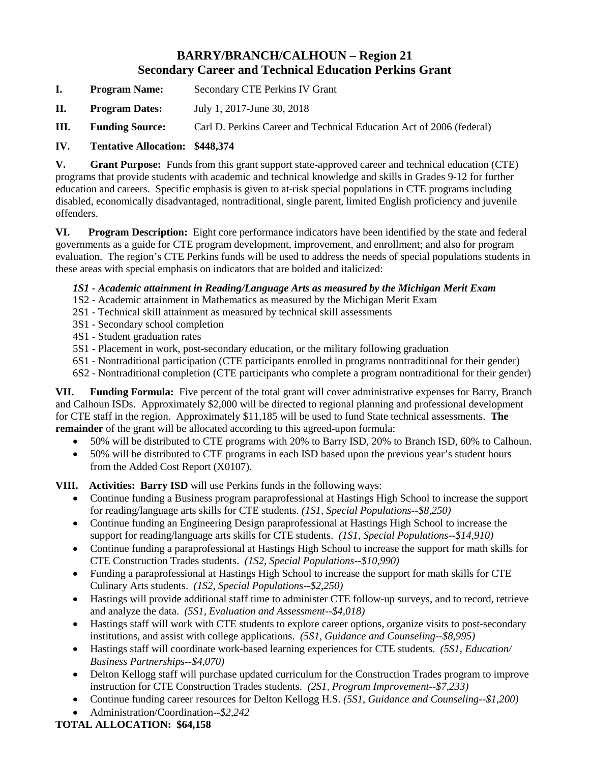# BARRY/BRANCH/CALHOUN – Region 21
# Secondary Career and Technical Education Perkins Grant

**I. Program Name:** Secondary CTE Perkins IV Grant

**II. Program Dates:** July 1, 2017-June 30, 2018

**III. Funding Source:** Carl D. Perkins Career and Technical Education Act of 2006 (federal)

**IV. Tentative Allocation: $448,374**

**V. Grant Purpose:** Funds from this grant support state-approved career and technical education (CTE) programs that provide students with academic and technical knowledge and skills in Grades 9-12 for further education and careers. Specific emphasis is given to at-risk special populations in CTE programs including disabled, economically disadvantaged, nontraditional, single parent, limited English proficiency and juvenile offenders.

**VI. Program Description:** Eight core performance indicators have been identified by the state and federal governments as a guide for CTE program development, improvement, and enrollment; and also for program evaluation. The region's CTE Perkins funds will be used to address the needs of special populations students in these areas with special emphasis on indicators that are bolded and italicized:

***1S1 - Academic attainment in Reading/Language Arts as measured by the Michigan Merit Exam***
1S2 - Academic attainment in Mathematics as measured by the Michigan Merit Exam
2S1 - Technical skill attainment as measured by technical skill assessments
3S1 - Secondary school completion
4S1 - Student graduation rates
5S1 - Placement in work, post-secondary education, or the military following graduation
6S1 - Nontraditional participation (CTE participants enrolled in programs nontraditional for their gender)
6S2 - Nontraditional completion (CTE participants who complete a program nontraditional for their gender)

**VII. Funding Formula:** Five percent of the total grant will cover administrative expenses for Barry, Branch and Calhoun ISDs. Approximately $2,000 will be directed to regional planning and professional development for CTE staff in the region. Approximately $11,185 will be used to fund State technical assessments. **The remainder** of the grant will be allocated according to this agreed-upon formula:

- 50% will be distributed to CTE programs with 20% to Barry ISD, 20% to Branch ISD, 60% to Calhoun.
- 50% will be distributed to CTE programs in each ISD based upon the previous year's student hours from the Added Cost Report (X0107).

**VIII. Activities: Barry ISD** will use Perkins funds in the following ways:

- Continue funding a Business program paraprofessional at Hastings High School to increase the support for reading/language arts skills for CTE students. *(1S1, Special Populations--$8,250)*
- Continue funding an Engineering Design paraprofessional at Hastings High School to increase the support for reading/language arts skills for CTE students. *(1S1, Special Populations--$14,910)*
- Continue funding a paraprofessional at Hastings High School to increase the support for math skills for CTE Construction Trades students. *(1S2, Special Populations--$10,990)*
- Funding a paraprofessional at Hastings High School to increase the support for math skills for CTE Culinary Arts students. *(1S2, Special Populations--$2,250)*
- Hastings will provide additional staff time to administer CTE follow-up surveys, and to record, retrieve and analyze the data. *(5S1, Evaluation and Assessment--$4,018)*
- Hastings staff will work with CTE students to explore career options, organize visits to post-secondary institutions, and assist with college applications. *(5S1, Guidance and Counseling--$8,995)*
- Hastings staff will coordinate work-based learning experiences for CTE students. *(5S1, Education/ Business Partnerships--$4,070)*
- Delton Kellogg staff will purchase updated curriculum for the Construction Trades program to improve instruction for CTE Construction Trades students. *(2S1, Program Improvement--$7,233)*
- Continue funding career resources for Delton Kellogg H.S. *(5S1, Guidance and Counseling--$1,200)*
- Administration/Coordination--*$2,242*

**TOTAL ALLOCATION: $64,158**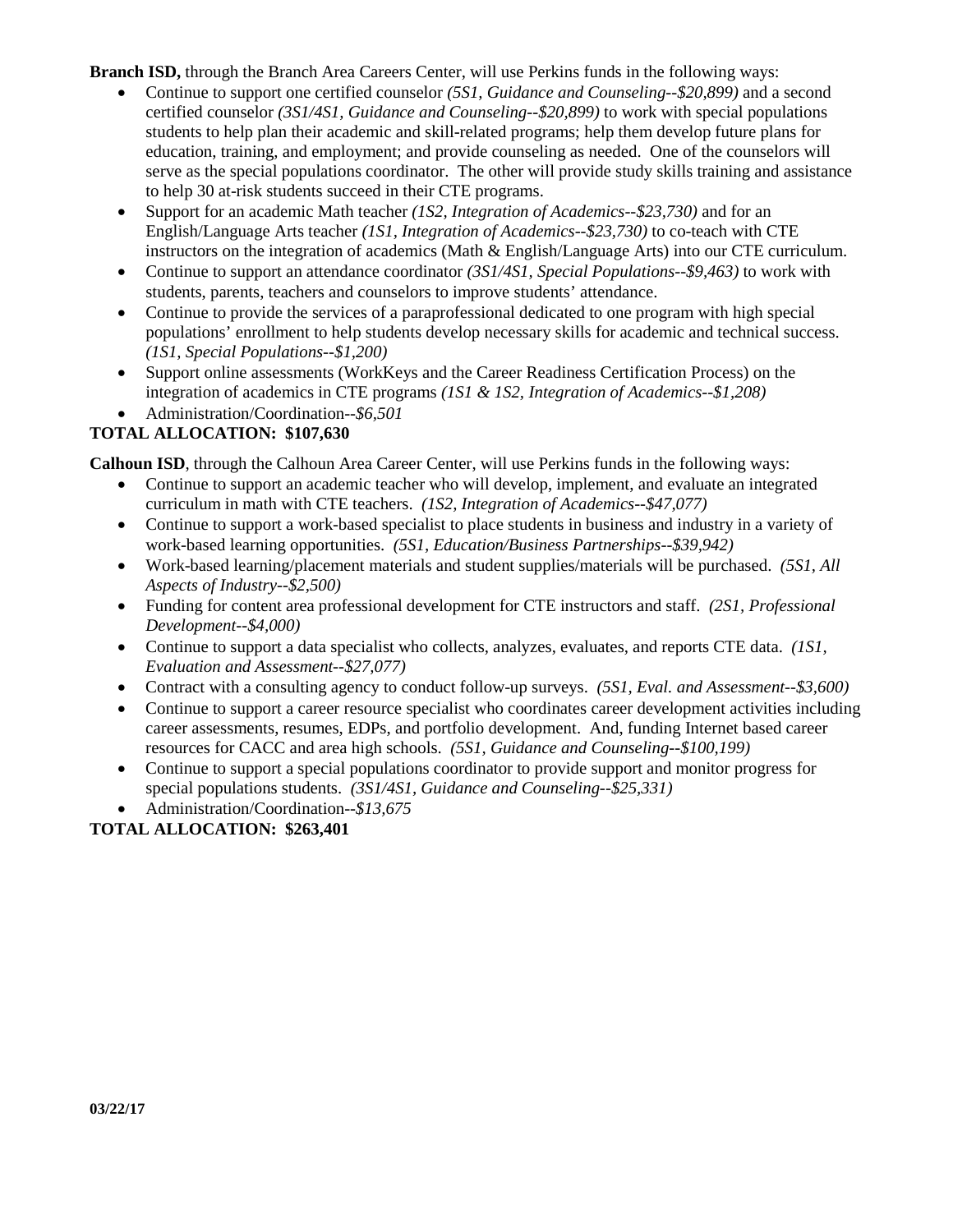**Branch ISD,** through the Branch Area Careers Center, will use Perkins funds in the following ways:

- Continue to support one certified counselor *(5S1, Guidance and Counseling--$20,899)* and a second certified counselor *(3S1/4S1, Guidance and Counseling--$20,899)* to work with special populations students to help plan their academic and skill-related programs; help them develop future plans for education, training, and employment; and provide counseling as needed. One of the counselors will serve as the special populations coordinator. The other will provide study skills training and assistance to help 30 at-risk students succeed in their CTE programs.
- Support for an academic Math teacher *(1S2, Integration of Academics--$23,730)* and for an English/Language Arts teacher *(1S1, Integration of Academics--$23,730)* to co-teach with CTE instructors on the integration of academics (Math & English/Language Arts) into our CTE curriculum.
- Continue to support an attendance coordinator *(3S1/4S1, Special Populations--$9,463)* to work with students, parents, teachers and counselors to improve students' attendance.
- Continue to provide the services of a paraprofessional dedicated to one program with high special populations' enrollment to help students develop necessary skills for academic and technical success. *(1S1, Special Populations--$1,200)*
- Support online assessments (WorkKeys and the Career Readiness Certification Process) on the integration of academics in CTE programs *(1S1 & 1S2, Integration of Academics--$1,208)*
- Administration/Coordination--*$6,501*

**TOTAL ALLOCATION: $107,630**

**Calhoun ISD**, through the Calhoun Area Career Center, will use Perkins funds in the following ways:

- Continue to support an academic teacher who will develop, implement, and evaluate an integrated curriculum in math with CTE teachers. *(1S2, Integration of Academics--$47,077)*
- Continue to support a work-based specialist to place students in business and industry in a variety of work-based learning opportunities. *(5S1, Education/Business Partnerships--$39,942)*
- Work-based learning/placement materials and student supplies/materials will be purchased. *(5S1, All Aspects of Industry--$2,500)*
- Funding for content area professional development for CTE instructors and staff. *(2S1, Professional Development--$4,000)*
- Continue to support a data specialist who collects, analyzes, evaluates, and reports CTE data. *(1S1, Evaluation and Assessment--$27,077)*
- Contract with a consulting agency to conduct follow-up surveys. *(5S1, Eval. and Assessment--$3,600)*
- Continue to support a career resource specialist who coordinates career development activities including career assessments, resumes, EDPs, and portfolio development. And, funding Internet based career resources for CACC and area high schools. *(5S1, Guidance and Counseling--$100,199)*
- Continue to support a special populations coordinator to provide support and monitor progress for special populations students. *(3S1/4S1, Guidance and Counseling--$25,331)*
- Administration/Coordination--*$13,675*

**TOTAL ALLOCATION: $263,401**

**03/22/17**